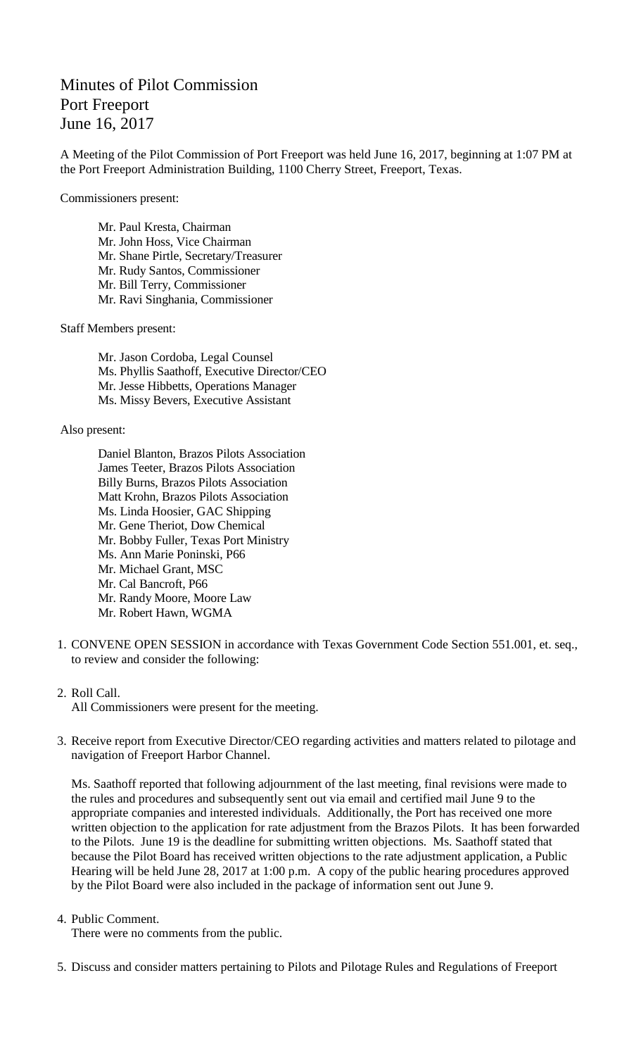# Minutes of Pilot Commission
# Port Freeport
# June 16, 2017

A Meeting of the Pilot Commission of Port Freeport was held June 16, 2017, beginning at 1:07 PM at the Port Freeport Administration Building, 1100 Cherry Street, Freeport, Texas.

Commissioners present:

Mr. Paul Kresta, Chairman
Mr. John Hoss, Vice Chairman
Mr. Shane Pirtle, Secretary/Treasurer
Mr. Rudy Santos, Commissioner
Mr. Bill Terry, Commissioner
Mr. Ravi Singhania, Commissioner

Staff Members present:

Mr. Jason Cordoba, Legal Counsel
Ms. Phyllis Saathoff, Executive Director/CEO
Mr. Jesse Hibbetts, Operations Manager
Ms. Missy Bevers, Executive Assistant

Also present:

Daniel Blanton, Brazos Pilots Association
James Teeter, Brazos Pilots Association
Billy Burns, Brazos Pilots Association
Matt Krohn, Brazos Pilots Association
Ms. Linda Hoosier, GAC Shipping
Mr. Gene Theriot, Dow Chemical
Mr. Bobby Fuller, Texas Port Ministry
Ms. Ann Marie Poninski, P66
Mr. Michael Grant, MSC
Mr. Cal Bancroft, P66
Mr. Randy Moore, Moore Law
Mr. Robert Hawn, WGMA

1. CONVENE OPEN SESSION in accordance with Texas Government Code Section 551.001, et. seq., to review and consider the following:

2. Roll Call.
   All Commissioners were present for the meeting.

3. Receive report from Executive Director/CEO regarding activities and matters related to pilotage and navigation of Freeport Harbor Channel.

   Ms. Saathoff reported that following adjournment of the last meeting, final revisions were made to the rules and procedures and subsequently sent out via email and certified mail June 9 to the appropriate companies and interested individuals. Additionally, the Port has received one more written objection to the application for rate adjustment from the Brazos Pilots. It has been forwarded to the Pilots. June 19 is the deadline for submitting written objections. Ms. Saathoff stated that because the Pilot Board has received written objections to the rate adjustment application, a Public Hearing will be held June 28, 2017 at 1:00 p.m. A copy of the public hearing procedures approved by the Pilot Board were also included in the package of information sent out June 9.

4. Public Comment.
   There were no comments from the public.

5. Discuss and consider matters pertaining to Pilots and Pilotage Rules and Regulations of Freeport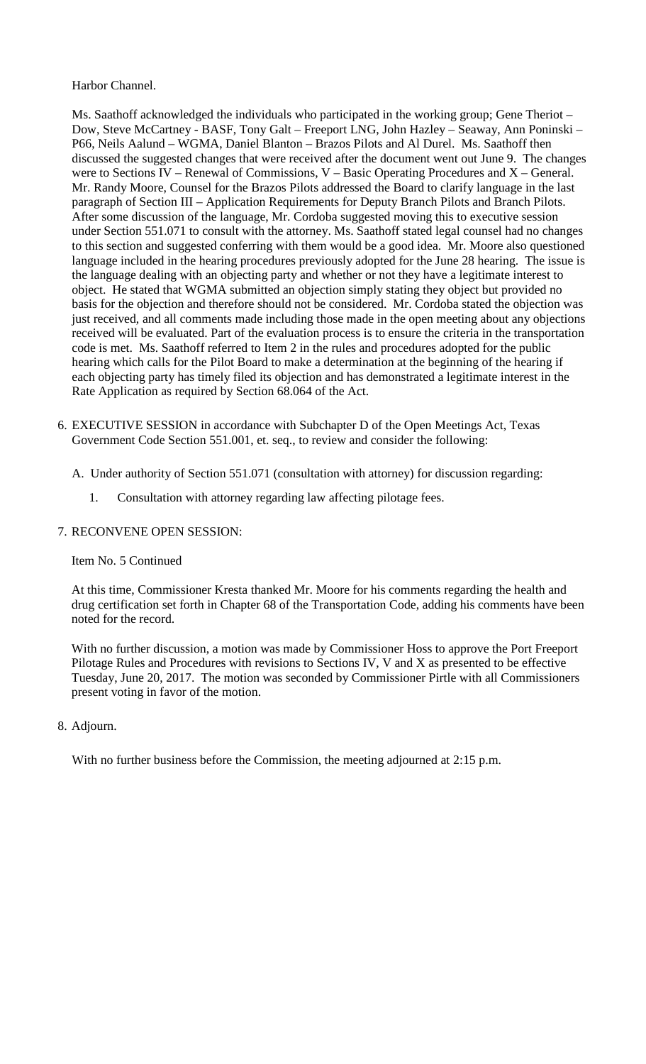Harbor Channel.

Ms. Saathoff acknowledged the individuals who participated in the working group; Gene Theriot – Dow, Steve McCartney - BASF, Tony Galt – Freeport LNG, John Hazley – Seaway, Ann Poninski – P66, Neils Aalund – WGMA, Daniel Blanton – Brazos Pilots and Al Durel. Ms. Saathoff then discussed the suggested changes that were received after the document went out June 9. The changes were to Sections IV – Renewal of Commissions, V – Basic Operating Procedures and X – General. Mr. Randy Moore, Counsel for the Brazos Pilots addressed the Board to clarify language in the last paragraph of Section III – Application Requirements for Deputy Branch Pilots and Branch Pilots. After some discussion of the language, Mr. Cordoba suggested moving this to executive session under Section 551.071 to consult with the attorney. Ms. Saathoff stated legal counsel had no changes to this section and suggested conferring with them would be a good idea. Mr. Moore also questioned language included in the hearing procedures previously adopted for the June 28 hearing. The issue is the language dealing with an objecting party and whether or not they have a legitimate interest to object. He stated that WGMA submitted an objection simply stating they object but provided no basis for the objection and therefore should not be considered. Mr. Cordoba stated the objection was just received, and all comments made including those made in the open meeting about any objections received will be evaluated. Part of the evaluation process is to ensure the criteria in the transportation code is met. Ms. Saathoff referred to Item 2 in the rules and procedures adopted for the public hearing which calls for the Pilot Board to make a determination at the beginning of the hearing if each objecting party has timely filed its objection and has demonstrated a legitimate interest in the Rate Application as required by Section 68.064 of the Act.

6. EXECUTIVE SESSION in accordance with Subchapter D of the Open Meetings Act, Texas Government Code Section 551.001, et. seq., to review and consider the following:

   A. Under authority of Section 551.071 (consultation with attorney) for discussion regarding:

      1. Consultation with attorney regarding law affecting pilotage fees.

7. RECONVENE OPEN SESSION:

   Item No. 5 Continued

   At this time, Commissioner Kresta thanked Mr. Moore for his comments regarding the health and drug certification set forth in Chapter 68 of the Transportation Code, adding his comments have been noted for the record.

   With no further discussion, a motion was made by Commissioner Hoss to approve the Port Freeport Pilotage Rules and Procedures with revisions to Sections IV, V and X as presented to be effective Tuesday, June 20, 2017. The motion was seconded by Commissioner Pirtle with all Commissioners present voting in favor of the motion.

8. Adjourn.

   With no further business before the Commission, the meeting adjourned at 2:15 p.m.